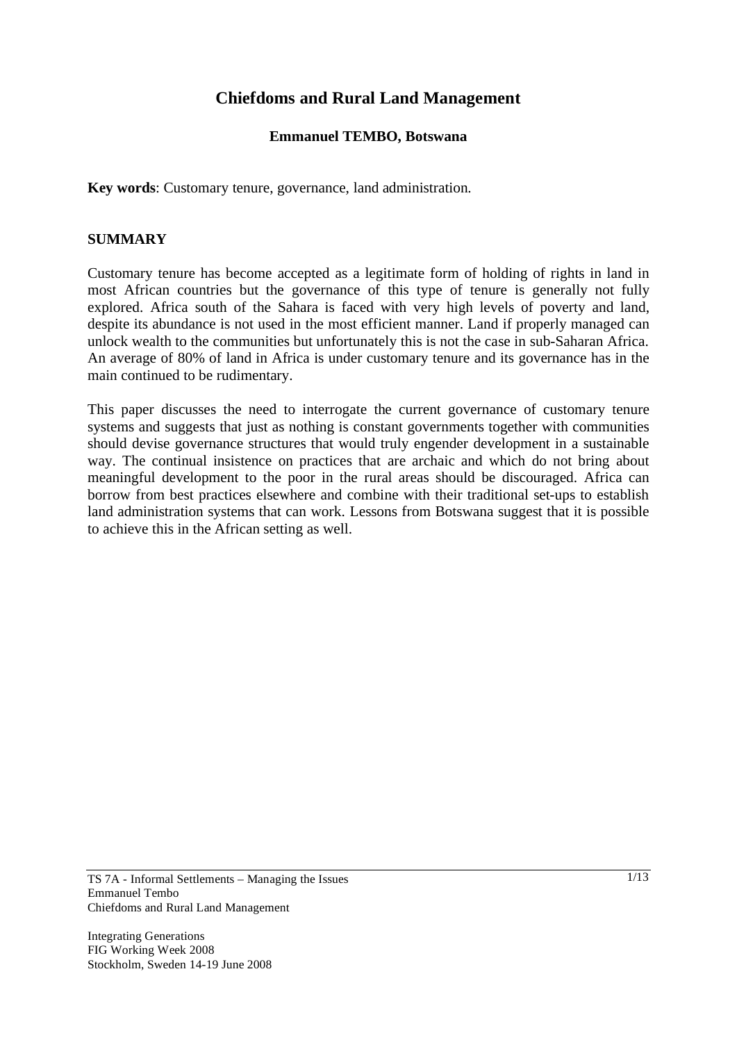# Chiefdoms and Rural Land Management

**Emmanuel TEMBO, Botswana**

**Key words**: Customary tenure, governance, land administration.

## SUMMARY

Customary tenure has become accepted as a legitimate form of holding of rights in land in most African countries but the governance of this type of tenure is generally not fully explored. Africa south of the Sahara is faced with very high levels of poverty and land, despite its abundance is not used in the most efficient manner. Land if properly managed can unlock wealth to the communities but unfortunately this is not the case in sub-Saharan Africa. An average of 80% of land in Africa is under customary tenure and its governance has in the main continued to be rudimentary.

This paper discusses the need to interrogate the current governance of customary tenure systems and suggests that just as nothing is constant governments together with communities should devise governance structures that would truly engender development in a sustainable way. The continual insistence on practices that are archaic and which do not bring about meaningful development to the poor in the rural areas should be discouraged. Africa can borrow from best practices elsewhere and combine with their traditional set-ups to establish land administration systems that can work. Lessons from Botswana suggest that it is possible to achieve this in the African setting as well.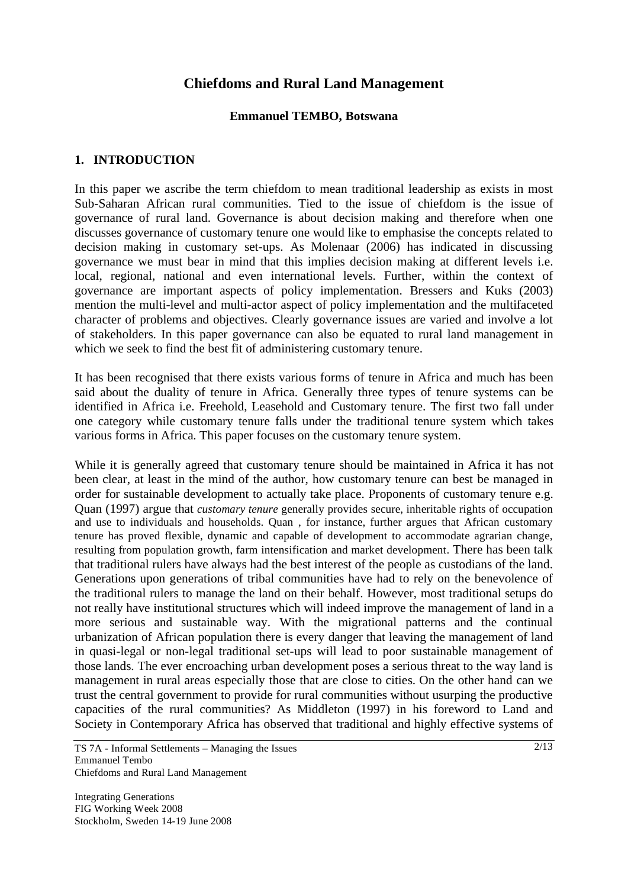# Chiefdoms and Rural Land Management

**Emmanuel TEMBO, Botswana**

## 1. INTRODUCTION

In this paper we ascribe the term chiefdom to mean traditional leadership as exists in most Sub-Saharan African rural communities. Tied to the issue of chiefdom is the issue of governance of rural land. Governance is about decision making and therefore when one discusses governance of customary tenure one would like to emphasise the concepts related to decision making in customary set-ups. As Molenaar (2006) has indicated in discussing governance we must bear in mind that this implies decision making at different levels i.e. local, regional, national and even international levels. Further, within the context of governance are important aspects of policy implementation. Bressers and Kuks (2003) mention the multi-level and multi-actor aspect of policy implementation and the multifaceted character of problems and objectives. Clearly governance issues are varied and involve a lot of stakeholders. In this paper governance can also be equated to rural land management in which we seek to find the best fit of administering customary tenure.

It has been recognised that there exists various forms of tenure in Africa and much has been said about the duality of tenure in Africa. Generally three types of tenure systems can be identified in Africa i.e. Freehold, Leasehold and Customary tenure. The first two fall under one category while customary tenure falls under the traditional tenure system which takes various forms in Africa. This paper focuses on the customary tenure system.

While it is generally agreed that customary tenure should be maintained in Africa it has not been clear, at least in the mind of the author, how customary tenure can best be managed in order for sustainable development to actually take place. Proponents of customary tenure e.g. Quan (1997) argue that *customary tenure* generally provides secure, inheritable rights of occupation and use to individuals and households. Quan , for instance, further argues that African customary tenure has proved flexible, dynamic and capable of development to accommodate agrarian change, resulting from population growth, farm intensification and market development. There has been talk that traditional rulers have always had the best interest of the people as custodians of the land. Generations upon generations of tribal communities have had to rely on the benevolence of the traditional rulers to manage the land on their behalf. However, most traditional setups do not really have institutional structures which will indeed improve the management of land in a more serious and sustainable way. With the migrational patterns and the continual urbanization of African population there is every danger that leaving the management of land in quasi-legal or non-legal traditional set-ups will lead to poor sustainable management of those lands. The ever encroaching urban development poses a serious threat to the way land is management in rural areas especially those that are close to cities. On the other hand can we trust the central government to provide for rural communities without usurping the productive capacities of the rural communities? As Middleton (1997) in his foreword to Land and Society in Contemporary Africa has observed that traditional and highly effective systems of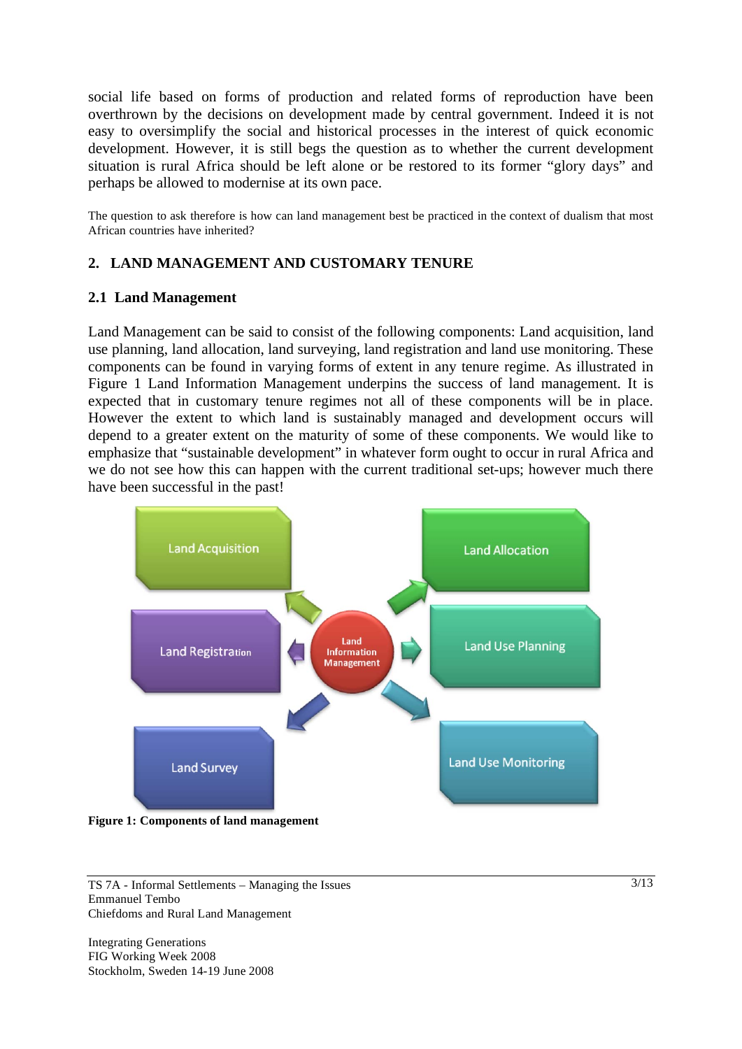social life based on forms of production and related forms of reproduction have been overthrown by the decisions on development made by central government. Indeed it is not easy to oversimplify the social and historical processes in the interest of quick economic development. However, it is still begs the question as to whether the current development situation is rural Africa should be left alone or be restored to its former "glory days" and perhaps be allowed to modernise at its own pace.

The question to ask therefore is how can land management best be practiced in the context of dualism that most African countries have inherited?

## 2. LAND MANAGEMENT AND CUSTOMARY TENURE

### 2.1 Land Management

Land Management can be said to consist of the following components: Land acquisition, land use planning, land allocation, land surveying, land registration and land use monitoring. These components can be found in varying forms of extent in any tenure regime. As illustrated in Figure 1 Land Information Management underpins the success of land management. It is expected that in customary tenure regimes not all of these components will be in place. However the extent to which land is sustainably managed and development occurs will depend to a greater extent on the maturity of some of these components. We would like to emphasize that "sustainable development" in whatever form ought to occur in rural Africa and we do not see how this can happen with the current traditional set-ups; however much there have been successful in the past!

Land Acquisition

Land Allocation

Land Registration

Land Information Management

Land Use Planning

Land Survey

Land Use Monitoring

**Figure 1: Components of land management**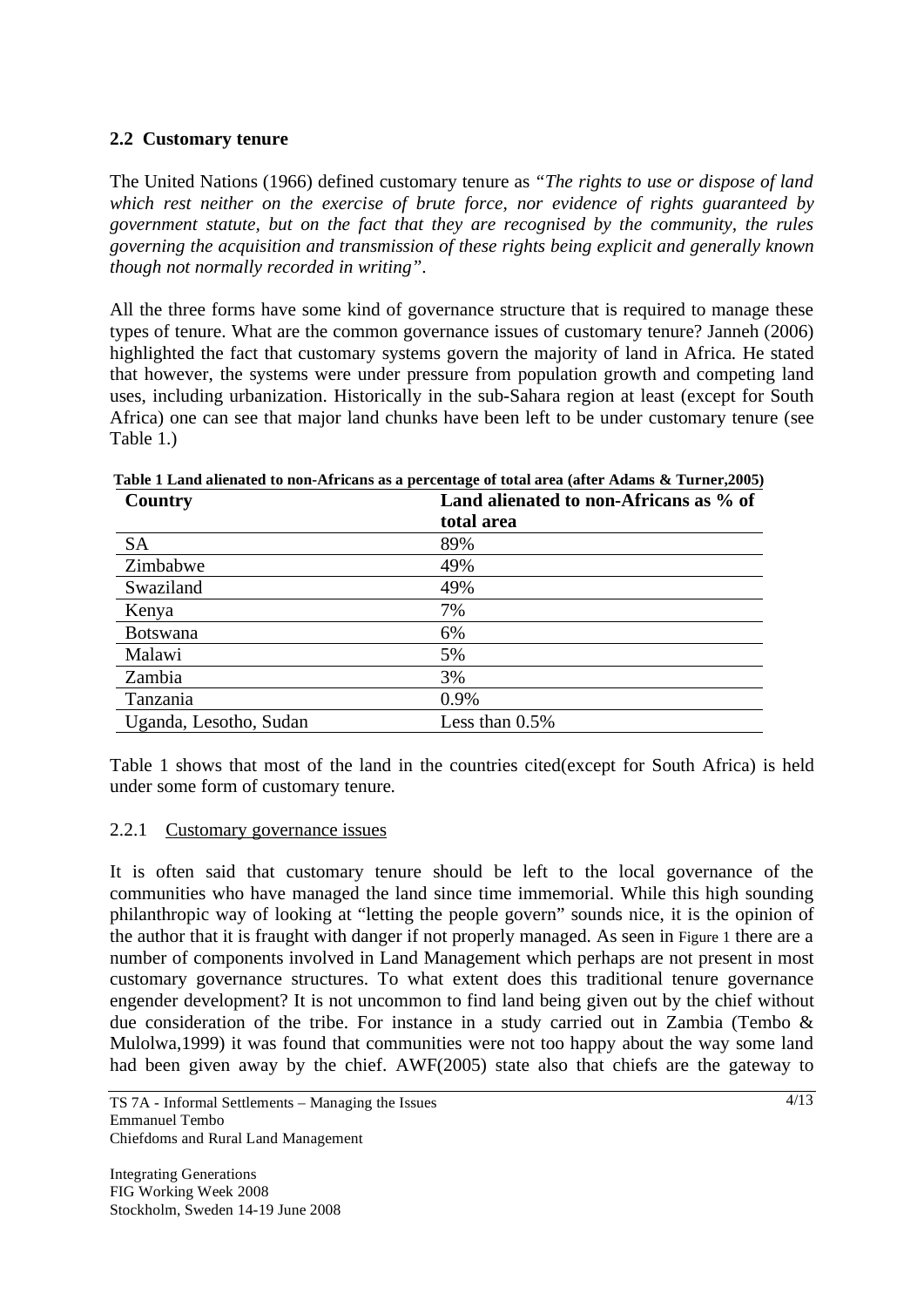## 2.2 Customary tenure

The United Nations (1966) defined customary tenure as *"The rights to use or dispose of land which rest neither on the exercise of brute force, nor evidence of rights guaranteed by government statute, but on the fact that they are recognised by the community, the rules governing the acquisition and transmission of these rights being explicit and generally known though not normally recorded in writing"*.

All the three forms have some kind of governance structure that is required to manage these types of tenure. What are the common governance issues of customary tenure? Janneh (2006) highlighted the fact that customary systems govern the majority of land in Africa. He stated that however, the systems were under pressure from population growth and competing land uses, including urbanization. Historically in the sub-Sahara region at least (except for South Africa) one can see that major land chunks have been left to be under customary tenure (see Table 1.)

**Table 1 Land alienated to non-Africans as a percentage of total area (after Adams & Turner,2005)**

| Country | Land alienated to non-Africans as % of total area |
|---|---|
| SA | 89% |
| Zimbabwe | 49% |
| Swaziland | 49% |
| Kenya | 7% |
| Botswana | 6% |
| Malawi | 5% |
| Zambia | 3% |
| Tanzania | 0.9% |
| Uganda, Lesotho, Sudan | Less than 0.5% |

Table 1 shows that most of the land in the countries cited(except for South Africa) is held under some form of customary tenure.

### 2.2.1 Customary governance issues

It is often said that customary tenure should be left to the local governance of the communities who have managed the land since time immemorial. While this high sounding philanthropic way of looking at "letting the people govern" sounds nice, it is the opinion of the author that it is fraught with danger if not properly managed. As seen in Figure 1 there are a number of components involved in Land Management which perhaps are not present in most customary governance structures. To what extent does this traditional tenure governance engender development? It is not uncommon to find land being given out by the chief without due consideration of the tribe. For instance in a study carried out in Zambia (Tembo & Mulolwa,1999) it was found that communities were not too happy about the way some land had been given away by the chief. AWF(2005) state also that chiefs are the gateway to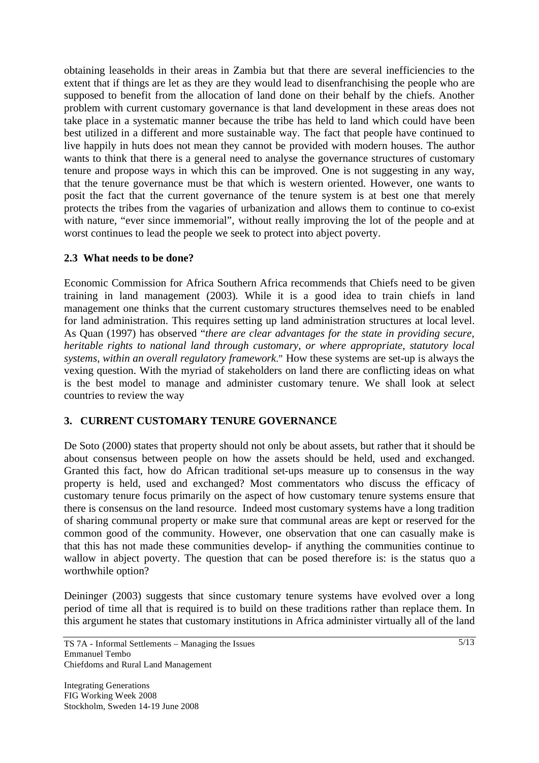obtaining leaseholds in their areas in Zambia but that there are several inefficiencies to the extent that if things are let as they are they would lead to disenfranchising the people who are supposed to benefit from the allocation of land done on their behalf by the chiefs. Another problem with current customary governance is that land development in these areas does not take place in a systematic manner because the tribe has held to land which could have been best utilized in a different and more sustainable way. The fact that people have continued to live happily in huts does not mean they cannot be provided with modern houses. The author wants to think that there is a general need to analyse the governance structures of customary tenure and propose ways in which this can be improved. One is not suggesting in any way, that the tenure governance must be that which is western oriented. However, one wants to posit the fact that the current governance of the tenure system is at best one that merely protects the tribes from the vagaries of urbanization and allows them to continue to co-exist with nature, "ever since immemorial", without really improving the lot of the people and at worst continues to lead the people we seek to protect into abject poverty.

### 2.3 What needs to be done?

Economic Commission for Africa Southern Africa recommends that Chiefs need to be given training in land management (2003). While it is a good idea to train chiefs in land management one thinks that the current customary structures themselves need to be enabled for land administration. This requires setting up land administration structures at local level. As Quan (1997) has observed "*there are clear advantages for the state in providing secure, heritable rights to national land through customary, or where appropriate, statutory local systems, within an overall regulatory framework*." How these systems are set-up is always the vexing question. With the myriad of stakeholders on land there are conflicting ideas on what is the best model to manage and administer customary tenure. We shall look at select countries to review the way

## 3. CURRENT CUSTOMARY TENURE GOVERNANCE

De Soto (2000) states that property should not only be about assets, but rather that it should be about consensus between people on how the assets should be held, used and exchanged. Granted this fact, how do African traditional set-ups measure up to consensus in the way property is held, used and exchanged? Most commentators who discuss the efficacy of customary tenure focus primarily on the aspect of how customary tenure systems ensure that there is consensus on the land resource. Indeed most customary systems have a long tradition of sharing communal property or make sure that communal areas are kept or reserved for the common good of the community. However, one observation that one can casually make is that this has not made these communities develop- if anything the communities continue to wallow in abject poverty. The question that can be posed therefore is: is the status quo a worthwhile option?

Deininger (2003) suggests that since customary tenure systems have evolved over a long period of time all that is required is to build on these traditions rather than replace them. In this argument he states that customary institutions in Africa administer virtually all of the land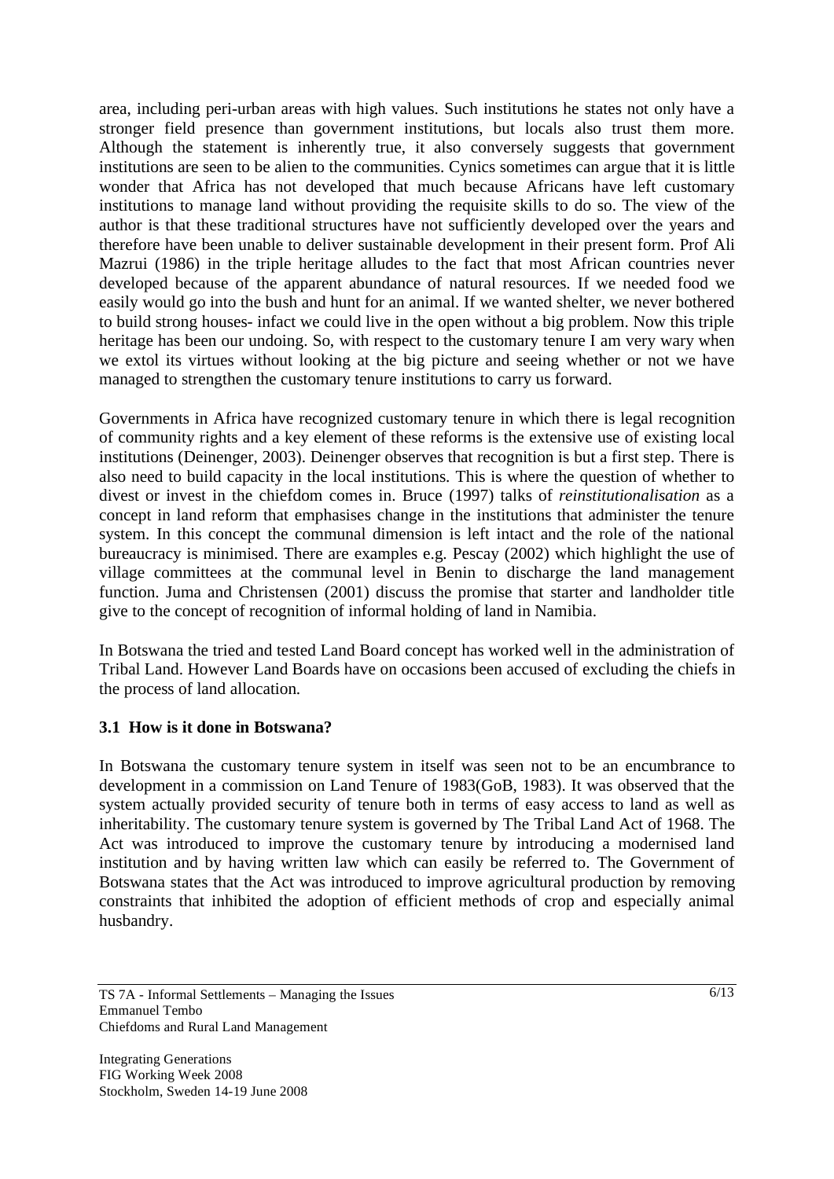area, including peri-urban areas with high values. Such institutions he states not only have a stronger field presence than government institutions, but locals also trust them more. Although the statement is inherently true, it also conversely suggests that government institutions are seen to be alien to the communities. Cynics sometimes can argue that it is little wonder that Africa has not developed that much because Africans have left customary institutions to manage land without providing the requisite skills to do so. The view of the author is that these traditional structures have not sufficiently developed over the years and therefore have been unable to deliver sustainable development in their present form. Prof Ali Mazrui (1986) in the triple heritage alludes to the fact that most African countries never developed because of the apparent abundance of natural resources. If we needed food we easily would go into the bush and hunt for an animal. If we wanted shelter, we never bothered to build strong houses- infact we could live in the open without a big problem. Now this triple heritage has been our undoing. So, with respect to the customary tenure I am very wary when we extol its virtues without looking at the big picture and seeing whether or not we have managed to strengthen the customary tenure institutions to carry us forward.

Governments in Africa have recognized customary tenure in which there is legal recognition of community rights and a key element of these reforms is the extensive use of existing local institutions (Deinenger, 2003). Deinenger observes that recognition is but a first step. There is also need to build capacity in the local institutions. This is where the question of whether to divest or invest in the chiefdom comes in. Bruce (1997) talks of *reinstitutionalisation* as a concept in land reform that emphasises change in the institutions that administer the tenure system. In this concept the communal dimension is left intact and the role of the national bureaucracy is minimised. There are examples e.g. Pescay (2002) which highlight the use of village committees at the communal level in Benin to discharge the land management function. Juma and Christensen (2001) discuss the promise that starter and landholder title give to the concept of recognition of informal holding of land in Namibia.

In Botswana the tried and tested Land Board concept has worked well in the administration of Tribal Land. However Land Boards have on occasions been accused of excluding the chiefs in the process of land allocation.

### 3.1 How is it done in Botswana?

In Botswana the customary tenure system in itself was seen not to be an encumbrance to development in a commission on Land Tenure of 1983(GoB, 1983). It was observed that the system actually provided security of tenure both in terms of easy access to land as well as inheritability. The customary tenure system is governed by The Tribal Land Act of 1968. The Act was introduced to improve the customary tenure by introducing a modernised land institution and by having written law which can easily be referred to. The Government of Botswana states that the Act was introduced to improve agricultural production by removing constraints that inhibited the adoption of efficient methods of crop and especially animal husbandry.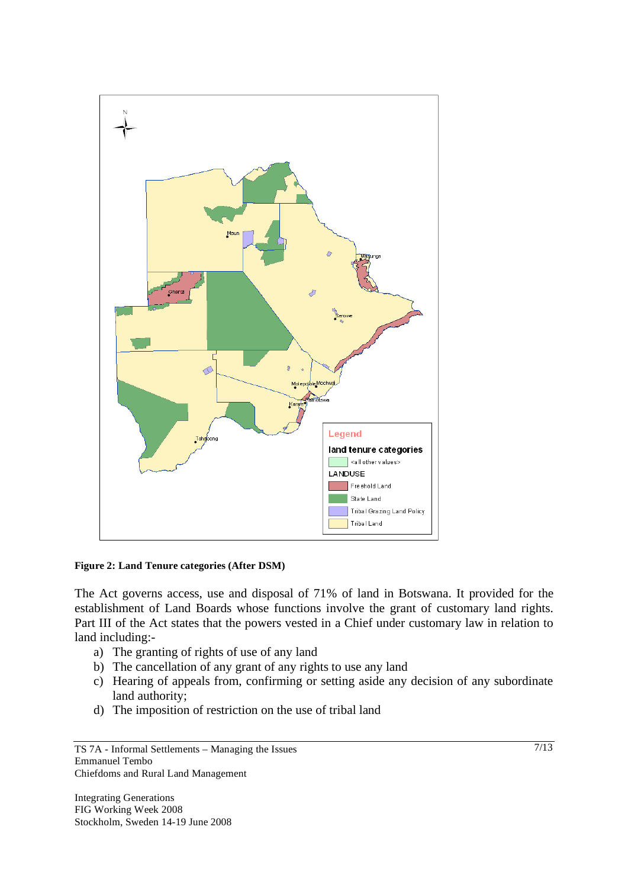**Figure 2: Land Tenure categories (After DSM)**

The Act governs access, use and disposal of 71% of land in Botswana. It provided for the establishment of Land Boards whose functions involve the grant of customary land rights. Part III of the Act states that the powers vested in a Chief under customary law in relation to land including:-

a) The granting of rights of use of any land
b) The cancellation of any grant of any rights to use any land
c) Hearing of appeals from, confirming or setting aside any decision of any subordinate land authority;
d) The imposition of restriction on the use of tribal land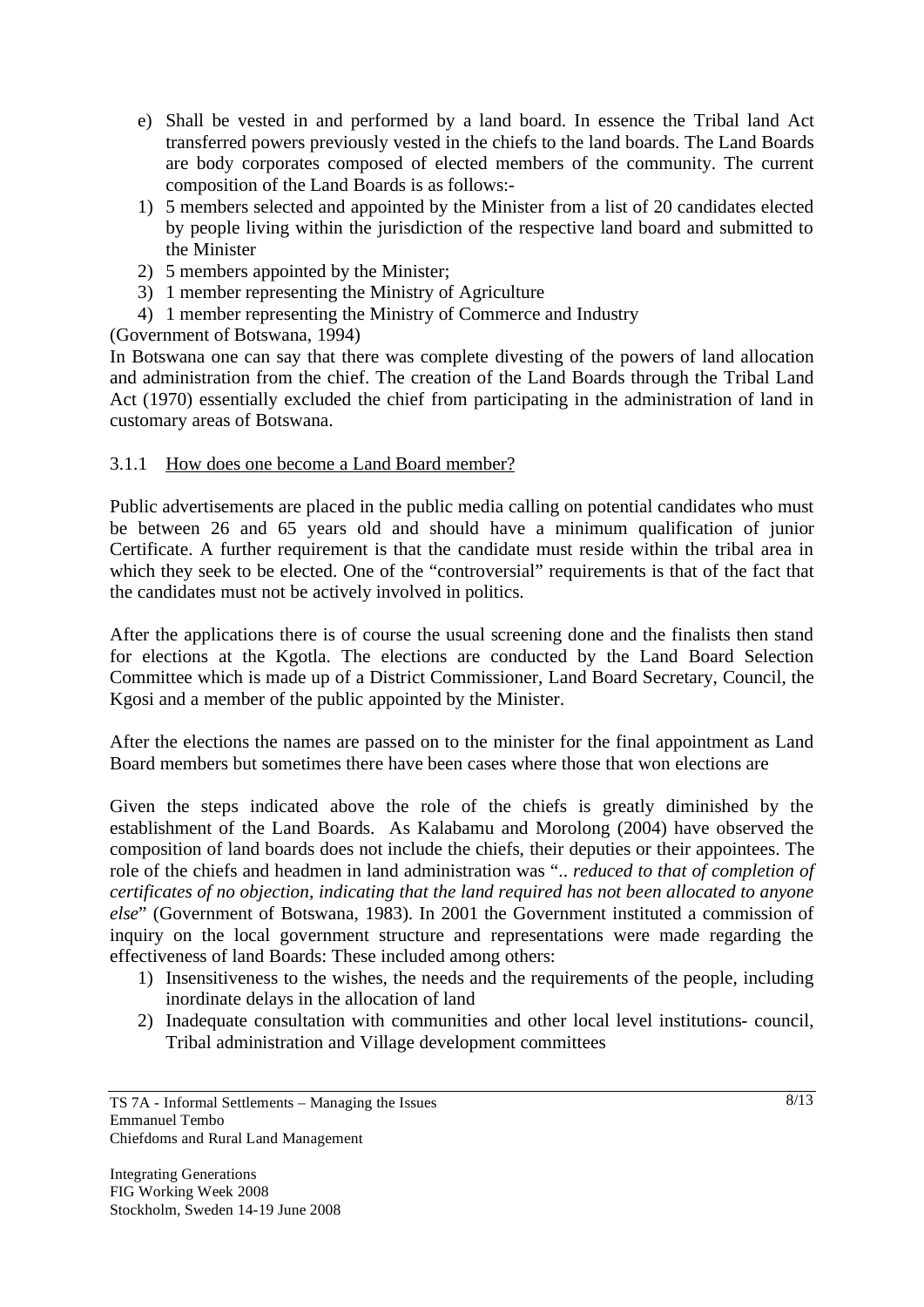e) Shall be vested in and performed by a land board. In essence the Tribal land Act transferred powers previously vested in the chiefs to the land boards. The Land Boards are body corporates composed of elected members of the community. The current composition of the Land Boards is as follows:-

1) 5 members selected and appointed by the Minister from a list of 20 candidates elected by people living within the jurisdiction of the respective land board and submitted to the Minister
2) 5 members appointed by the Minister;
3) 1 member representing the Ministry of Agriculture
4) 1 member representing the Ministry of Commerce and Industry

(Government of Botswana, 1994)

In Botswana one can say that there was complete divesting of the powers of land allocation and administration from the chief. The creation of the Land Boards through the Tribal Land Act (1970) essentially excluded the chief from participating in the administration of land in customary areas of Botswana.

### 3.1.1 How does one become a Land Board member?

Public advertisements are placed in the public media calling on potential candidates who must be between 26 and 65 years old and should have a minimum qualification of junior Certificate. A further requirement is that the candidate must reside within the tribal area in which they seek to be elected. One of the "controversial" requirements is that of the fact that the candidates must not be actively involved in politics.

After the applications there is of course the usual screening done and the finalists then stand for elections at the Kgotla. The elections are conducted by the Land Board Selection Committee which is made up of a District Commissioner, Land Board Secretary, Council, the Kgosi and a member of the public appointed by the Minister.

After the elections the names are passed on to the minister for the final appointment as Land Board members but sometimes there have been cases where those that won elections are

Given the steps indicated above the role of the chiefs is greatly diminished by the establishment of the Land Boards. As Kalabamu and Morolong (2004) have observed the composition of land boards does not include the chiefs, their deputies or their appointees. The role of the chiefs and headmen in land administration was ".. *reduced to that of completion of certificates of no objection, indicating that the land required has not been allocated to anyone else*" (Government of Botswana, 1983). In 2001 the Government instituted a commission of inquiry on the local government structure and representations were made regarding the effectiveness of land Boards: These included among others:

1) Insensitiveness to the wishes, the needs and the requirements of the people, including inordinate delays in the allocation of land
2) Inadequate consultation with communities and other local level institutions- council, Tribal administration and Village development committees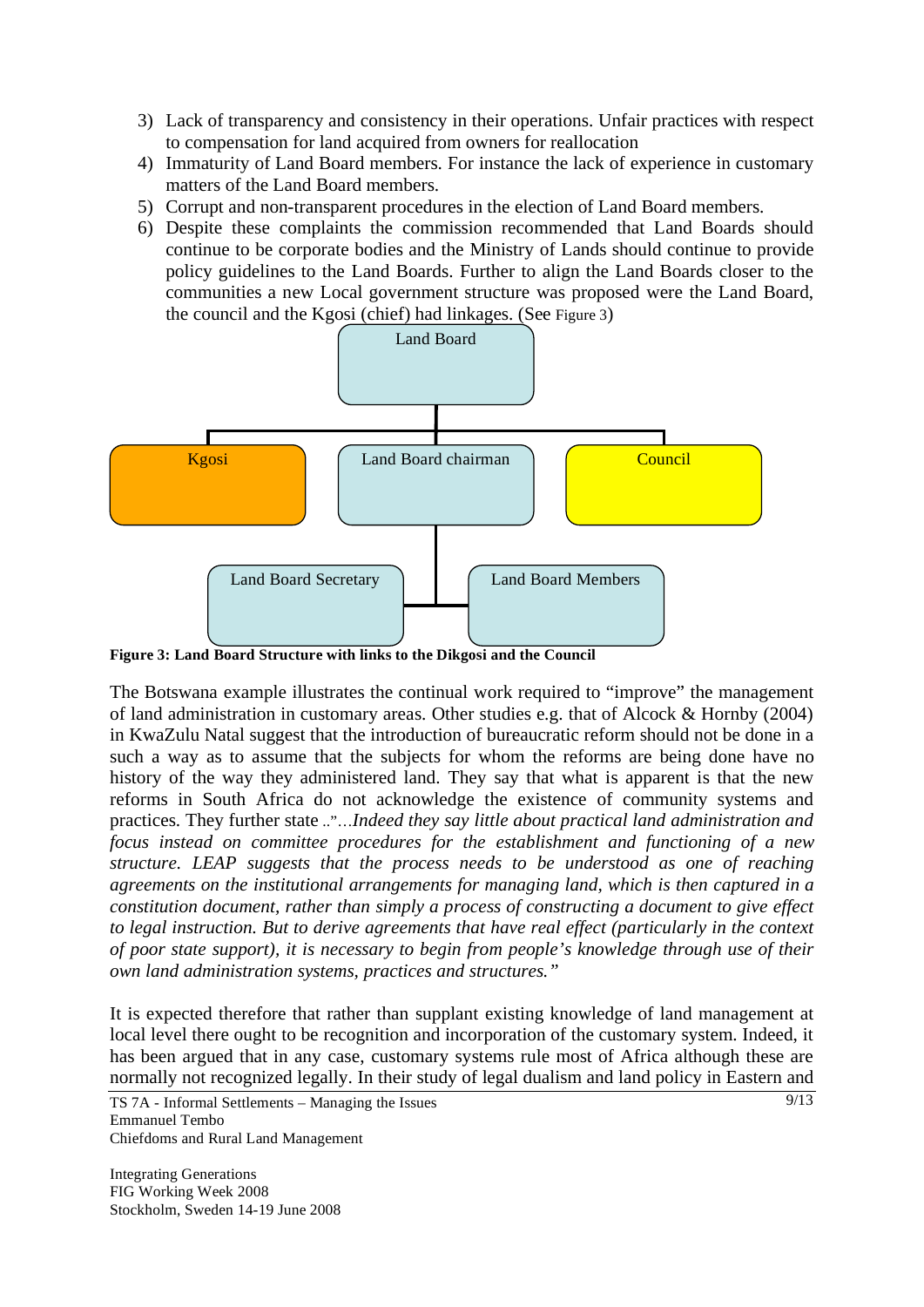3) Lack of transparency and consistency in their operations. Unfair practices with respect to compensation for land acquired from owners for reallocation
4) Immaturity of Land Board members. For instance the lack of experience in customary matters of the Land Board members.
5) Corrupt and non-transparent procedures in the election of Land Board members.
6) Despite these complaints the commission recommended that Land Boards should continue to be corporate bodies and the Ministry of Lands should continue to provide policy guidelines to the Land Boards. Further to align the Land Boards closer to the communities a new Local government structure was proposed were the Land Board, the council and the Kgosi (chief) had linkages. (See Figure 3)

Land Board

Kgosi | Land Board chairman | Council

Land Board Secretary | Land Board Members

**Figure 3: Land Board Structure with links to the Dikgosi and the Council**

The Botswana example illustrates the continual work required to "improve" the management of land administration in customary areas. Other studies e.g. that of Alcock & Hornby (2004) in KwaZulu Natal suggest that the introduction of bureaucratic reform should not be done in a such a way as to assume that the subjects for whom the reforms are being done have no history of the way they administered land. They say that what is apparent is that the new reforms in South Africa do not acknowledge the existence of community systems and practices. They further state .."*…Indeed they say little about practical land administration and focus instead on committee procedures for the establishment and functioning of a new structure. LEAP suggests that the process needs to be understood as one of reaching agreements on the institutional arrangements for managing land, which is then captured in a constitution document, rather than simply a process of constructing a document to give effect to legal instruction. But to derive agreements that have real effect (particularly in the context of poor state support), it is necessary to begin from people's knowledge through use of their own land administration systems, practices and structures."*

It is expected therefore that rather than supplant existing knowledge of land management at local level there ought to be recognition and incorporation of the customary system. Indeed, it has been argued that in any case, customary systems rule most of Africa although these are normally not recognized legally. In their study of legal dualism and land policy in Eastern and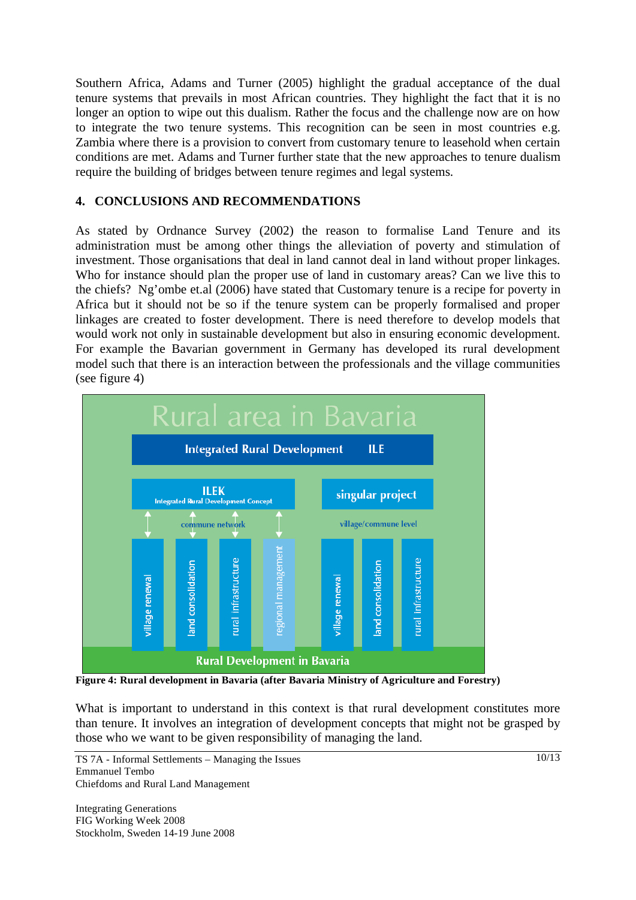Southern Africa, Adams and Turner (2005) highlight the gradual acceptance of the dual tenure systems that prevails in most African countries. They highlight the fact that it is no longer an option to wipe out this dualism. Rather the focus and the challenge now are on how to integrate the two tenure systems. This recognition can be seen in most countries e.g. Zambia where there is a provision to convert from customary tenure to leasehold when certain conditions are met. Adams and Turner further state that the new approaches to tenure dualism require the building of bridges between tenure regimes and legal systems.

## 4. CONCLUSIONS AND RECOMMENDATIONS

As stated by Ordnance Survey (2002) the reason to formalise Land Tenure and its administration must be among other things the alleviation of poverty and stimulation of investment. Those organisations that deal in land cannot deal in land without proper linkages. Who for instance should plan the proper use of land in customary areas? Can we live this to the chiefs? Ng'ombe et.al (2006) have stated that Customary tenure is a recipe for poverty in Africa but it should not be so if the tenure system can be properly formalised and proper linkages are created to foster development. There is need therefore to develop models that would work not only in sustainable development but also in ensuring economic development. For example the Bavarian government in Germany has developed its rural development model such that there is an interaction between the professionals and the village communities (see figure 4)

Rural area in Bavaria

Integrated Rural Development ILE

ILEK
Integrated Rural Development Concept

singular project

commune network

village/commune level

village renewal | land consolidation | rural infrastructure | regional management | village renewal | land consolidation | rural infrastructure

Rural Development in Bavaria

**Figure 4: Rural development in Bavaria (after Bavaria Ministry of Agriculture and Forestry)**

What is important to understand in this context is that rural development constitutes more than tenure. It involves an integration of development concepts that might not be grasped by those who we want to be given responsibility of managing the land.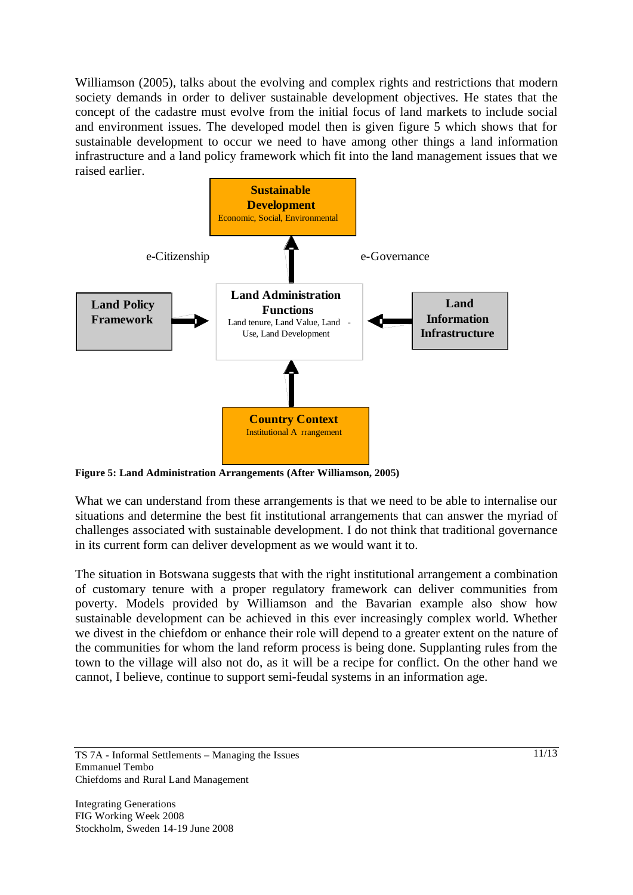Williamson (2005), talks about the evolving and complex rights and restrictions that modern society demands in order to deliver sustainable development objectives. He states that the concept of the cadastre must evolve from the initial focus of land markets to include social and environment issues. The developed model then is given figure 5 which shows that for sustainable development to occur we need to have among other things a land information infrastructure and a land policy framework which fit into the land management issues that we raised earlier.

**Sustainable Development**
Economic, Social, Environmental

e-Citizenship

e-Governance

**Land Policy Framework**

**Land Administration Functions**
Land tenure, Land Value, Land - Use, Land Development

**Land Information Infrastructure**

**Country Context**
Institutional A rrangement

**Figure 5: Land Administration Arrangements (After Williamson, 2005)**

What we can understand from these arrangements is that we need to be able to internalise our situations and determine the best fit institutional arrangements that can answer the myriad of challenges associated with sustainable development. I do not think that traditional governance in its current form can deliver development as we would want it to.

The situation in Botswana suggests that with the right institutional arrangement a combination of customary tenure with a proper regulatory framework can deliver communities from poverty. Models provided by Williamson and the Bavarian example also show how sustainable development can be achieved in this ever increasingly complex world. Whether we divest in the chiefdom or enhance their role will depend to a greater extent on the nature of the communities for whom the land reform process is being done. Supplanting rules from the town to the village will also not do, as it will be a recipe for conflict. On the other hand we cannot, I believe, continue to support semi-feudal systems in an information age.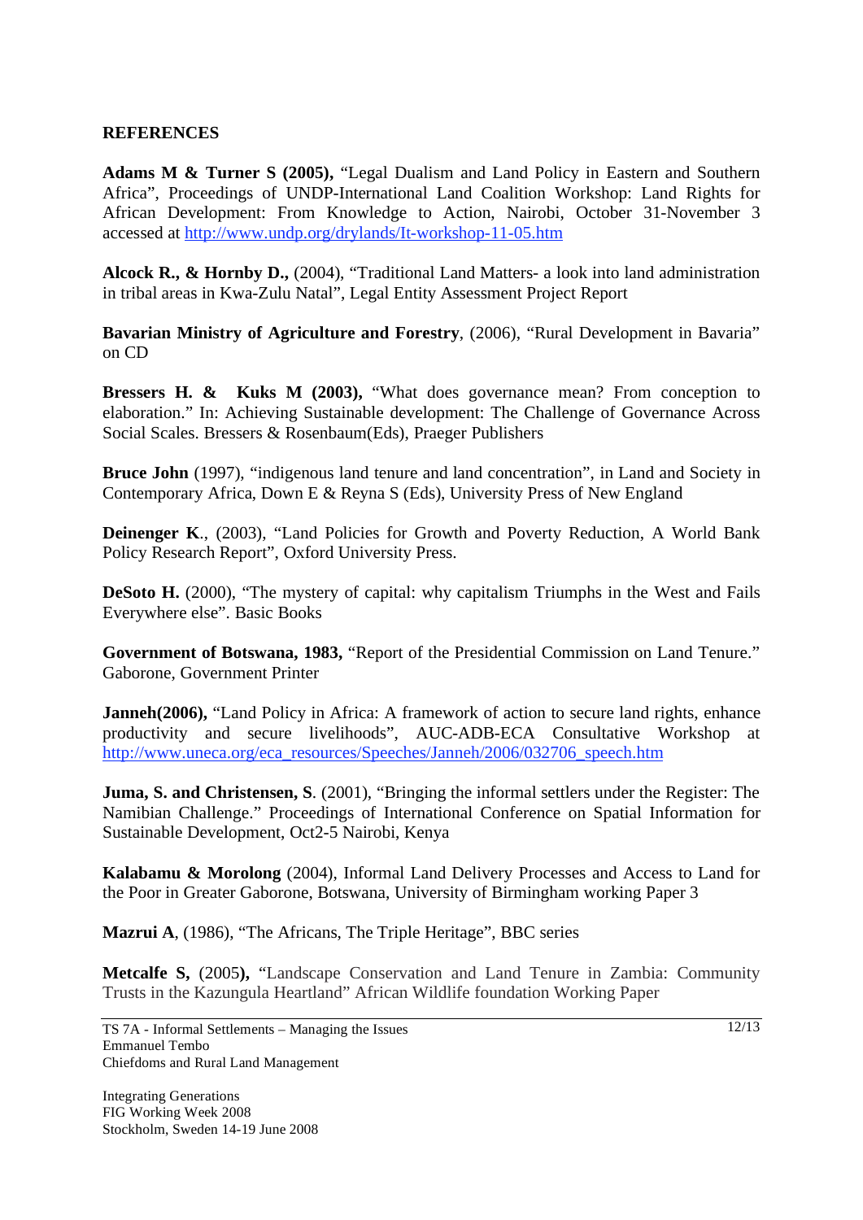**REFERENCES**

**Adams M & Turner S (2005),** "Legal Dualism and Land Policy in Eastern and Southern Africa", Proceedings of UNDP-International Land Coalition Workshop: Land Rights for African Development: From Knowledge to Action, Nairobi, October 31-November 3 accessed at http://www.undp.org/drylands/It-workshop-11-05.htm

**Alcock R., & Hornby D.,** (2004), "Traditional Land Matters- a look into land administration in tribal areas in Kwa-Zulu Natal", Legal Entity Assessment Project Report

**Bavarian Ministry of Agriculture and Forestry**, (2006), "Rural Development in Bavaria" on CD

**Bressers H. & Kuks M (2003),** "What does governance mean? From conception to elaboration." In: Achieving Sustainable development: The Challenge of Governance Across Social Scales. Bressers & Rosenbaum(Eds), Praeger Publishers

**Bruce John** (1997), "indigenous land tenure and land concentration", in Land and Society in Contemporary Africa, Down E & Reyna S (Eds), University Press of New England

**Deinenger K**., (2003), "Land Policies for Growth and Poverty Reduction, A World Bank Policy Research Report", Oxford University Press.

**DeSoto H.** (2000), "The mystery of capital: why capitalism Triumphs in the West and Fails Everywhere else". Basic Books

**Government of Botswana, 1983,** "Report of the Presidential Commission on Land Tenure." Gaborone, Government Printer

**Janneh(2006),** "Land Policy in Africa: A framework of action to secure land rights, enhance productivity and secure livelihoods", AUC-ADB-ECA Consultative Workshop at http://www.uneca.org/eca_resources/Speeches/Janneh/2006/032706_speech.htm

**Juma, S. and Christensen, S**. (2001), "Bringing the informal settlers under the Register: The Namibian Challenge." Proceedings of International Conference on Spatial Information for Sustainable Development, Oct2-5 Nairobi, Kenya

**Kalabamu & Morolong** (2004), Informal Land Delivery Processes and Access to Land for the Poor in Greater Gaborone, Botswana, University of Birmingham working Paper 3

**Mazrui A**, (1986), "The Africans, The Triple Heritage", BBC series

**Metcalfe S,** (2005), "Landscape Conservation and Land Tenure in Zambia: Community Trusts in the Kazungula Heartland" African Wildlife foundation Working Paper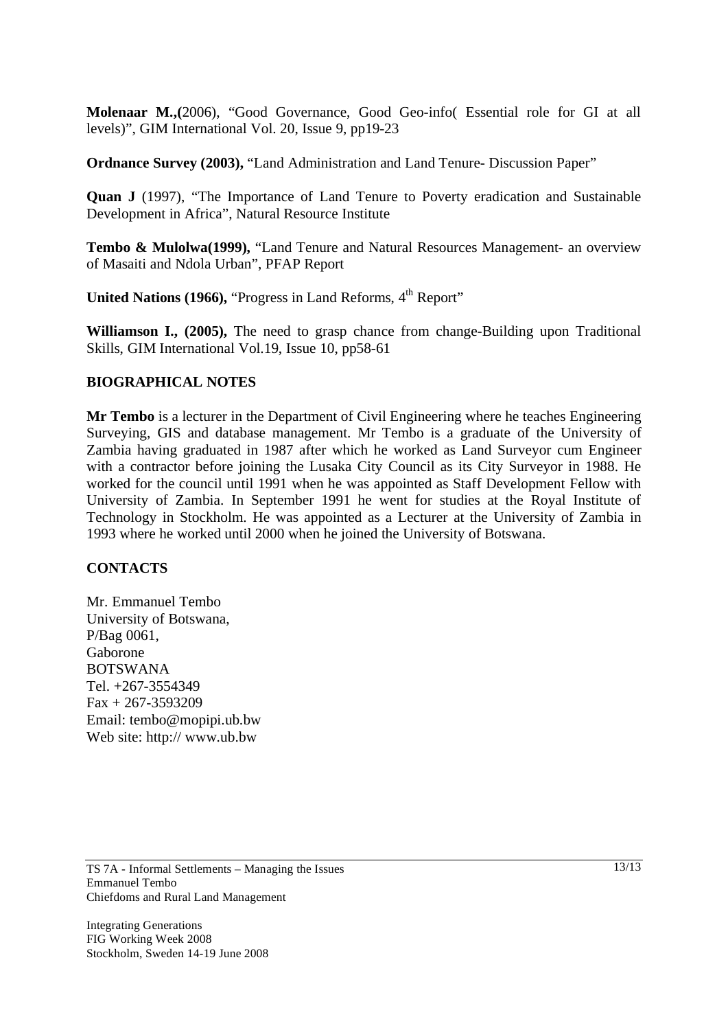**Molenaar M.,(**2006), "Good Governance, Good Geo-info( Essential role for GI at all levels)", GIM International Vol. 20, Issue 9, pp19-23

**Ordnance Survey (2003),** "Land Administration and Land Tenure- Discussion Paper"

**Quan J** (1997), "The Importance of Land Tenure to Poverty eradication and Sustainable Development in Africa", Natural Resource Institute

**Tembo & Mulolwa(1999),** "Land Tenure and Natural Resources Management- an overview of Masaiti and Ndola Urban", PFAP Report

**United Nations (1966),** "Progress in Land Reforms, 4th Report"

**Williamson I., (2005),** The need to grasp chance from change-Building upon Traditional Skills, GIM International Vol.19, Issue 10, pp58-61

## BIOGRAPHICAL NOTES

**Mr Tembo** is a lecturer in the Department of Civil Engineering where he teaches Engineering Surveying, GIS and database management. Mr Tembo is a graduate of the University of Zambia having graduated in 1987 after which he worked as Land Surveyor cum Engineer with a contractor before joining the Lusaka City Council as its City Surveyor in 1988. He worked for the council until 1991 when he was appointed as Staff Development Fellow with University of Zambia. In September 1991 he went for studies at the Royal Institute of Technology in Stockholm. He was appointed as a Lecturer at the University of Zambia in 1993 where he worked until 2000 when he joined the University of Botswana.

## CONTACTS

Mr. Emmanuel Tembo
University of Botswana,
P/Bag 0061,
Gaborone
BOTSWANA
Tel. +267-3554349
Fax + 267-3593209
Email: tembo@mopipi.ub.bw
Web site: http:// www.ub.bw